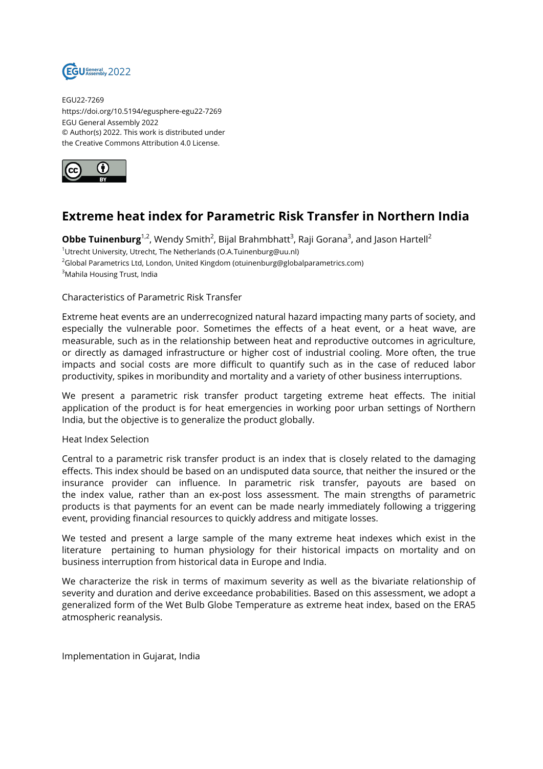EGU22-7269
https://doi.org/10.5194/egusphere-egu22-7269
EGU General Assembly 2022
© Author(s) 2022. This work is distributed under
the Creative Commons Attribution 4.0 License.

# Extreme heat index for Parametric Risk Transfer in Northern India

**Obbe Tuinenburg**[1,2], Wendy Smith[2], Bijal Brahmbhatt[3], Raji Gorana[3], and Jason Hartell[2]

[1]Utrecht University, Utrecht, The Netherlands (O.A.Tuinenburg@uu.nl)
[2]Global Parametrics Ltd, London, United Kingdom (otuinenburg@globalparametrics.com)
[3]Mahila Housing Trust, India

Characteristics of Parametric Risk Transfer

Extreme heat events are an underrecognized natural hazard impacting many parts of society, and especially the vulnerable poor. Sometimes the effects of a heat event, or a heat wave, are measurable, such as in the relationship between heat and reproductive outcomes in agriculture, or directly as damaged infrastructure or higher cost of industrial cooling. More often, the true impacts and social costs are more difficult to quantify such as in the case of reduced labor productivity, spikes in moribundity and mortality and a variety of other business interruptions.

We present a parametric risk transfer product targeting extreme heat effects. The initial application of the product is for heat emergencies in working poor urban settings of Northern India, but the objective is to generalize the product globally.

Heat Index Selection

Central to a parametric risk transfer product is an index that is closely related to the damaging effects. This index should be based on an undisputed data source, that neither the insured or the insurance provider can influence. In parametric risk transfer, payouts are based on the index value, rather than an ex-post loss assessment. The main strengths of parametric products is that payments for an event can be made nearly immediately following a triggering event, providing financial resources to quickly address and mitigate losses.

We tested and present a large sample of the many extreme heat indexes which exist in the literature pertaining to human physiology for their historical impacts on mortality and on business interruption from historical data in Europe and India.

We characterize the risk in terms of maximum severity as well as the bivariate relationship of severity and duration and derive exceedance probabilities. Based on this assessment, we adopt a generalized form of the Wet Bulb Globe Temperature as extreme heat index, based on the ERA5 atmospheric reanalysis.

Implementation in Gujarat, India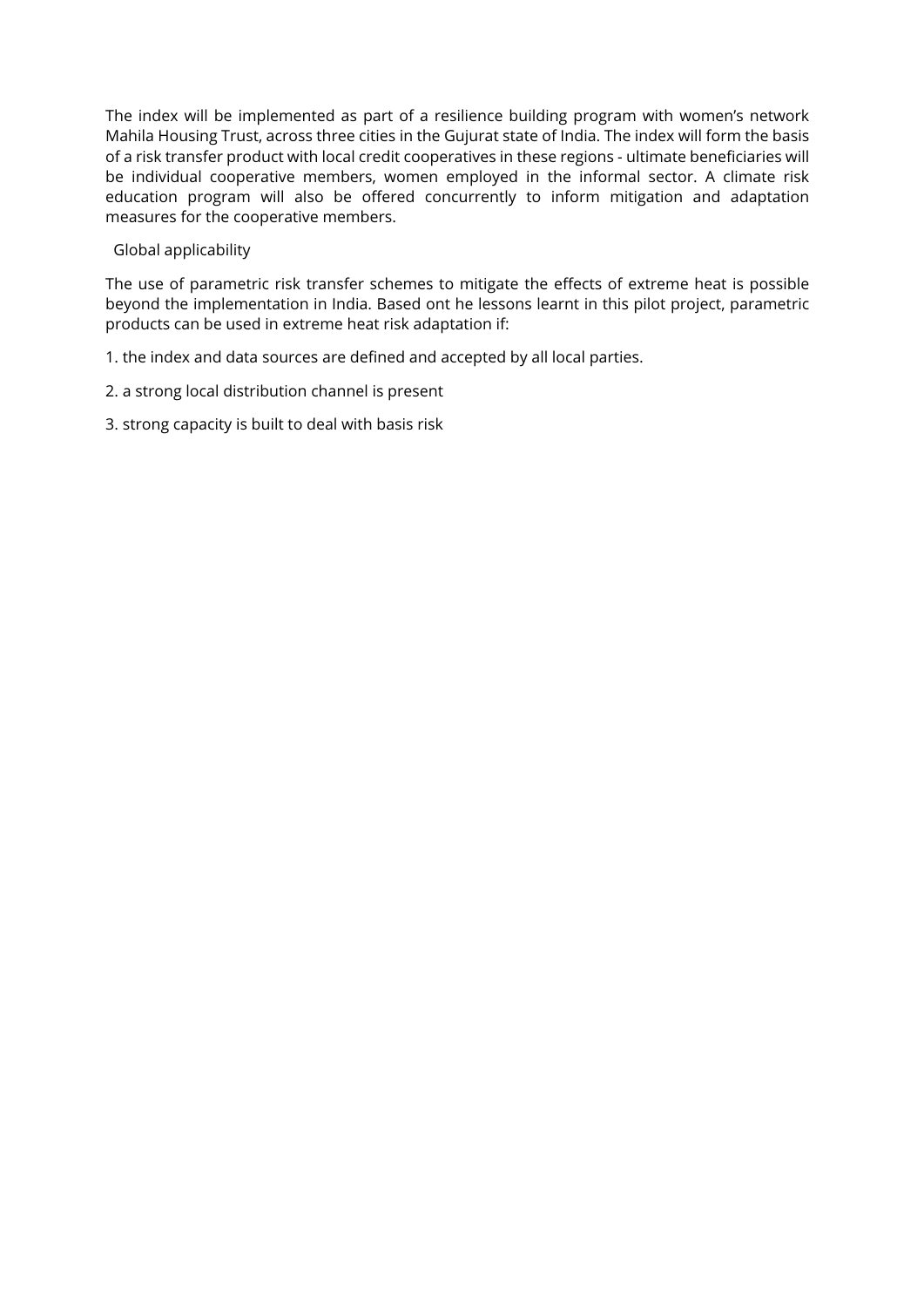The index will be implemented as part of a resilience building program with women's network Mahila Housing Trust, across three cities in the Gujurat state of India. The index will form the basis of a risk transfer product with local credit cooperatives in these regions - ultimate beneficiaries will be individual cooperative members, women employed in the informal sector. A climate risk education program will also be offered concurrently to inform mitigation and adaptation measures for the cooperative members.

## Global applicability

The use of parametric risk transfer schemes to mitigate the effects of extreme heat is possible beyond the implementation in India. Based ont he lessons learnt in this pilot project, parametric products can be used in extreme heat risk adaptation if:

1. the index and data sources are defined and accepted by all local parties.

2. a strong local distribution channel is present

3. strong capacity is built to deal with basis risk